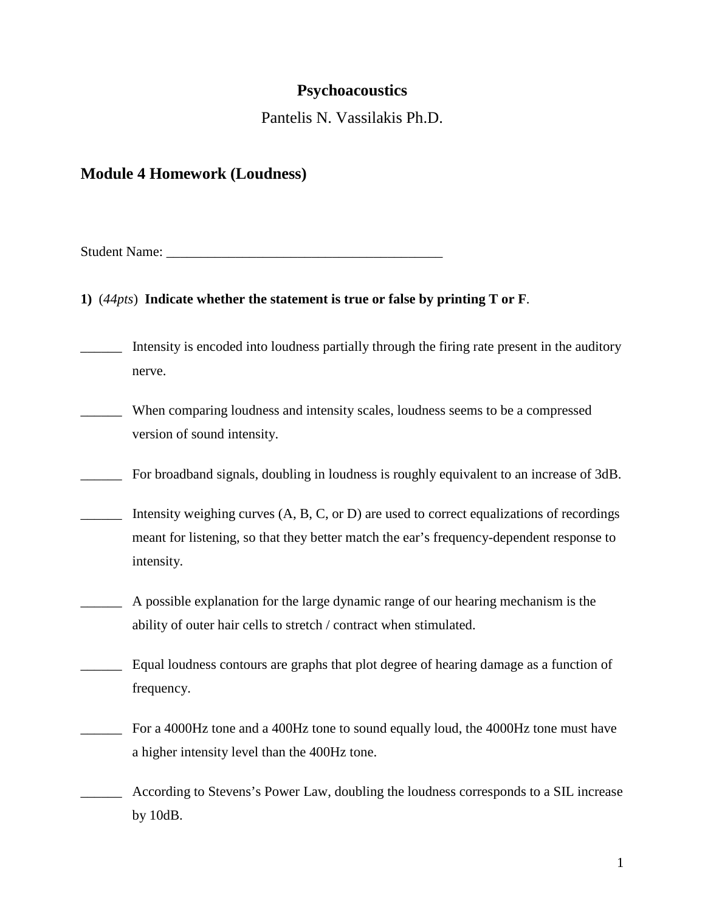# Psychoacoustics

Pantelis N. Vassilakis Ph.D.

## Module 4 Homework (Loudness)

Student Name: ________________________________________

**1)** (*44pts*) **Indicate whether the statement is true or false by printing T or F**.

______ Intensity is encoded into loudness partially through the firing rate present in the auditory nerve.

______ When comparing loudness and intensity scales, loudness seems to be a compressed version of sound intensity.

______ For broadband signals, doubling in loudness is roughly equivalent to an increase of 3dB.

______ Intensity weighing curves (A, B, C, or D) are used to correct equalizations of recordings meant for listening, so that they better match the ear's frequency-dependent response to intensity.

______ A possible explanation for the large dynamic range of our hearing mechanism is the ability of outer hair cells to stretch / contract when stimulated.

______ Equal loudness contours are graphs that plot degree of hearing damage as a function of frequency.

______ For a 4000Hz tone and a 400Hz tone to sound equally loud, the 4000Hz tone must have a higher intensity level than the 400Hz tone.

______ According to Stevens's Power Law, doubling the loudness corresponds to a SIL increase by 10dB.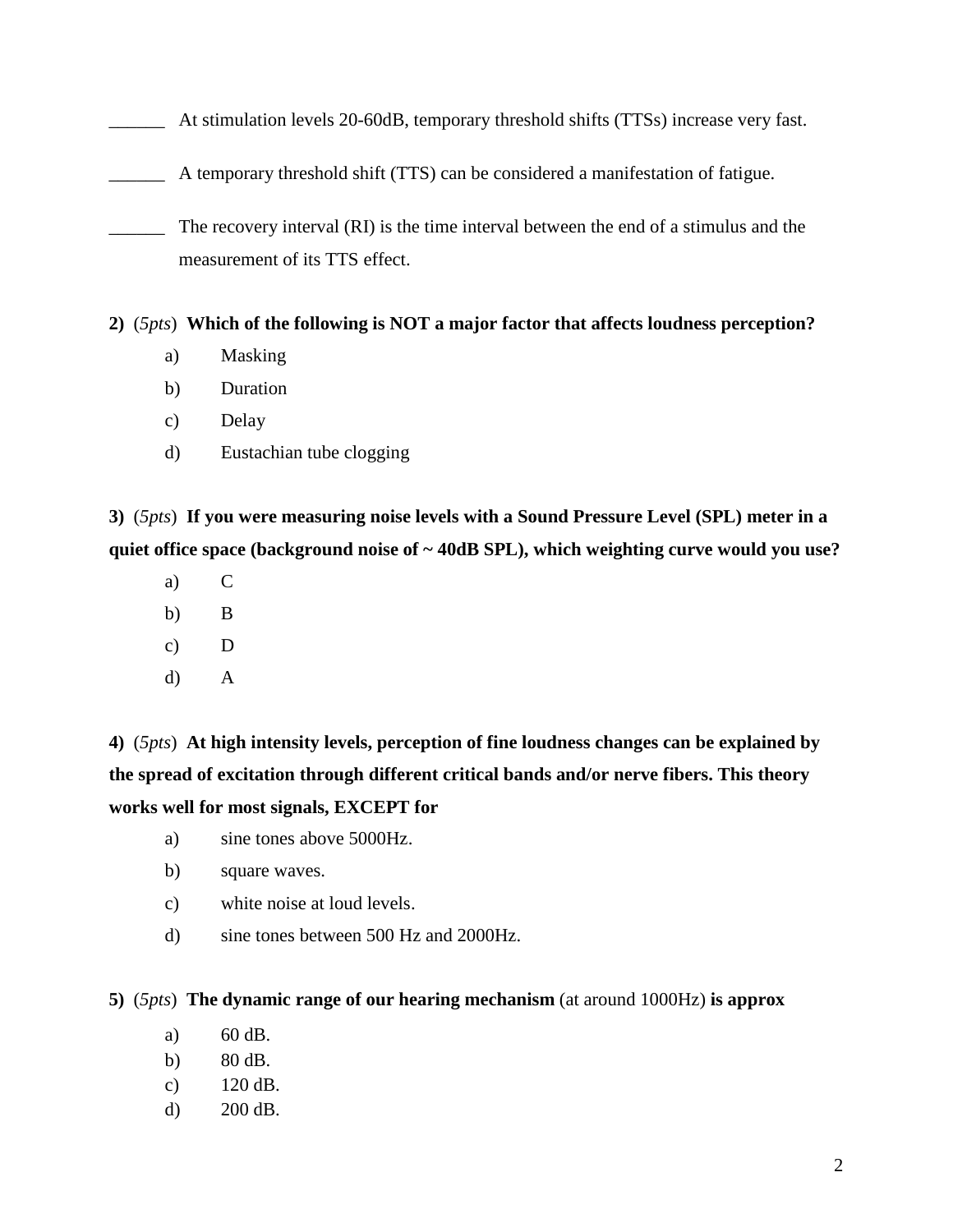______ At stimulation levels 20-60dB, temporary threshold shifts (TTSs) increase very fast.

______ A temporary threshold shift (TTS) can be considered a manifestation of fatigue.

______ The recovery interval (RI) is the time interval between the end of a stimulus and the measurement of its TTS effect.

**2)** (*5pts*) **Which of the following is NOT a major factor that affects loudness perception?**

a) Masking
b) Duration
c) Delay
d) Eustachian tube clogging

**3)** (*5pts*) **If you were measuring noise levels with a Sound Pressure Level (SPL) meter in a quiet office space (background noise of ~ 40dB SPL), which weighting curve would you use?**

a) C
b) B
c) D
d) A

**4)** (*5pts*) **At high intensity levels, perception of fine loudness changes can be explained by the spread of excitation through different critical bands and/or nerve fibers. This theory works well for most signals, EXCEPT for**

a) sine tones above 5000Hz.
b) square waves.
c) white noise at loud levels.
d) sine tones between 500 Hz and 2000Hz.

**5)** (*5pts*) **The dynamic range of our hearing mechanism** (at around 1000Hz) **is approx**

a) 60 dB.
b) 80 dB.
c) 120 dB.
d) 200 dB.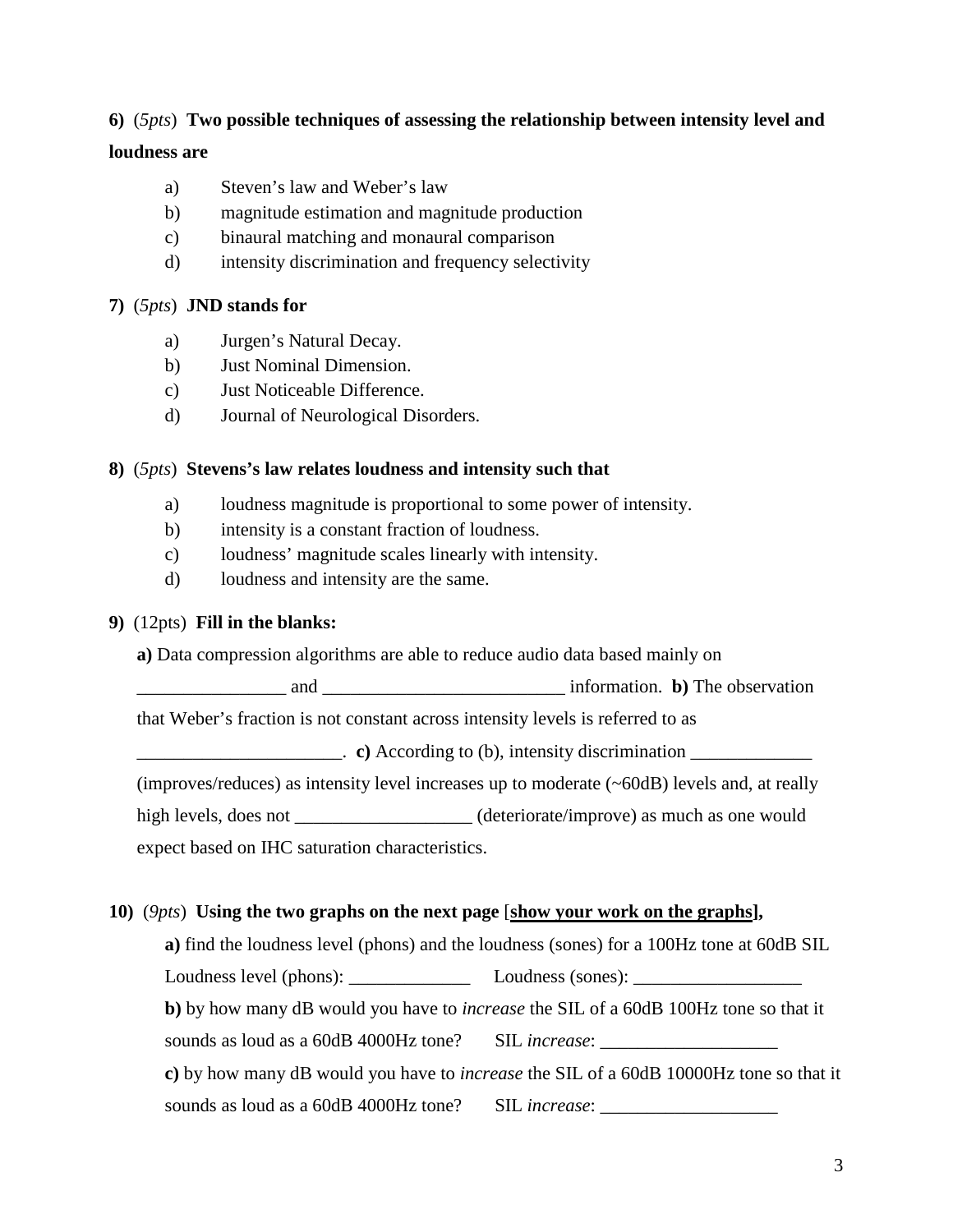**6)** (*5pts*) **Two possible techniques of assessing the relationship between intensity level and loudness are**

a) Steven's law and Weber's law
b) magnitude estimation and magnitude production
c) binaural matching and monaural comparison
d) intensity discrimination and frequency selectivity

**7)** (*5pts*) **JND stands for**

a) Jurgen's Natural Decay.
b) Just Nominal Dimension.
c) Just Noticeable Difference.
d) Journal of Neurological Disorders.

**8)** (*5pts*) **Stevens's law relates loudness and intensity such that**

a) loudness magnitude is proportional to some power of intensity.
b) intensity is a constant fraction of loudness.
c) loudness' magnitude scales linearly with intensity.
d) loudness and intensity are the same.

**9)** (12pts) **Fill in the blanks:**

**a)** Data compression algorithms are able to reduce audio data based mainly on ________________ and __________________________ information. **b)** The observation that Weber's fraction is not constant across intensity levels is referred to as ______________________. **c)** According to (b), intensity discrimination _____________ (improves/reduces) as intensity level increases up to moderate (~60dB) levels and, at really high levels, does not ___________________ (deteriorate/improve) as much as one would expect based on IHC saturation characteristics.

**10)** (*9pts*) **Using the two graphs on the next page [<u>show your work on the graphs</u>],**

**a)** find the loudness level (phons) and the loudness (sones) for a 100Hz tone at 60dB SIL

Loudness level (phons): _____________ Loudness (sones): __________________

**b)** by how many dB would you have to *increase* the SIL of a 60dB 100Hz tone so that it sounds as loud as a 60dB 4000Hz tone? SIL *increase*: ___________________

**c)** by how many dB would you have to *increase* the SIL of a 60dB 10000Hz tone so that it sounds as loud as a 60dB 4000Hz tone? SIL *increase*: ___________________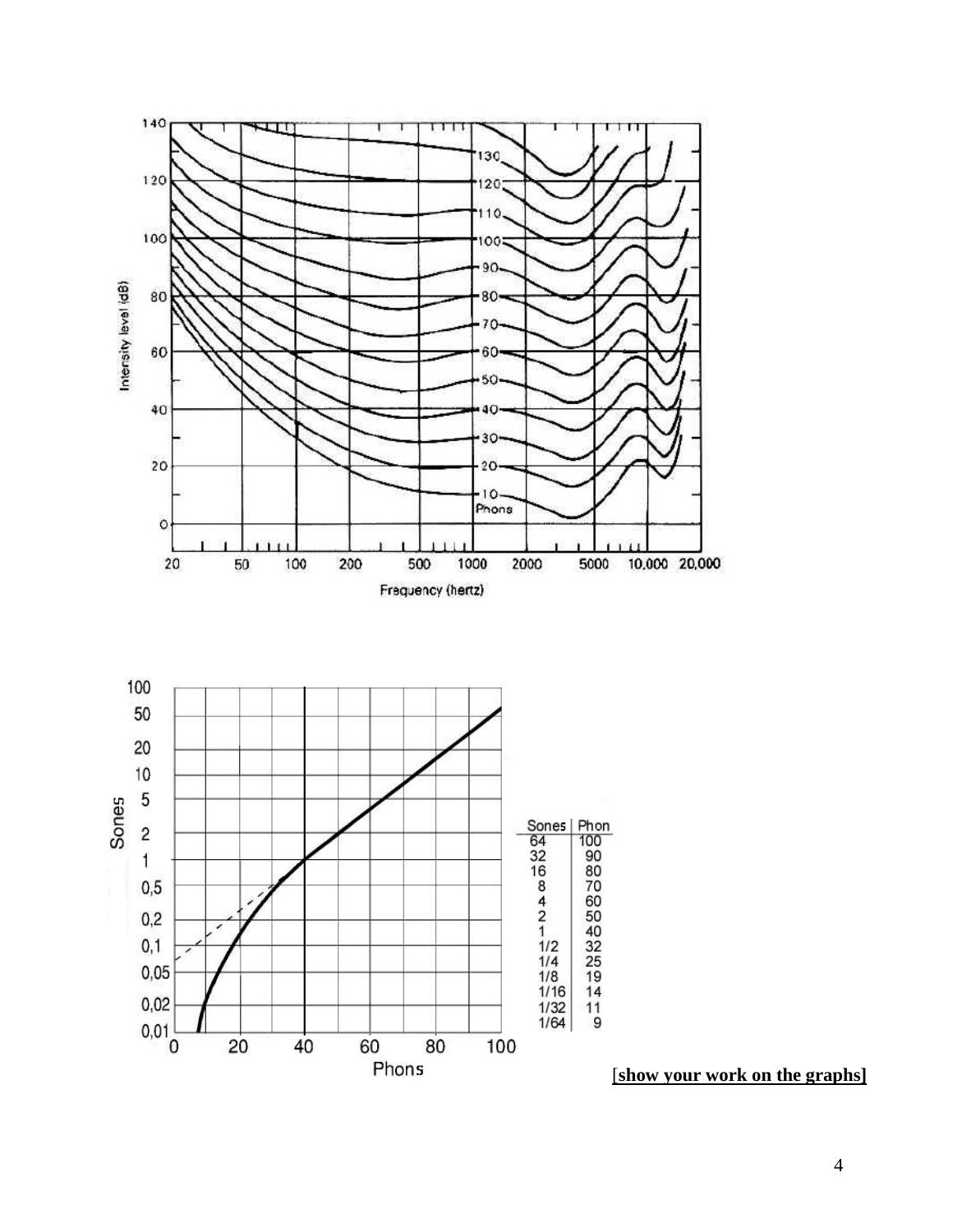140
120
100
80
60
40
20
0

Intensity level (dB)

130
120
110
100
90
80
70
60
50
40
30
20
10
Phons

20 50 100 200 500 1000 2000 5000 10,000 20,000

Frequency (hertz)

100
50
20
10
5
2
1
0,5
0,2
0,1
0,05
0,02
0,01

Sones

0 20 40 60 80 100

Phons

| Sones | Phon |
|---|---|
| 64 | 100 |
| 32 | 90 |
| 16 | 80 |
| 8 | 70 |
| 4 | 60 |
| 2 | 50 |
| 1 | 40 |
| 1/2 | 32 |
| 1/4 | 25 |
| 1/8 | 19 |
| 1/16 | 14 |
| 1/32 | 11 |
| 1/64 | 9 |

**[show your work on the graphs]**